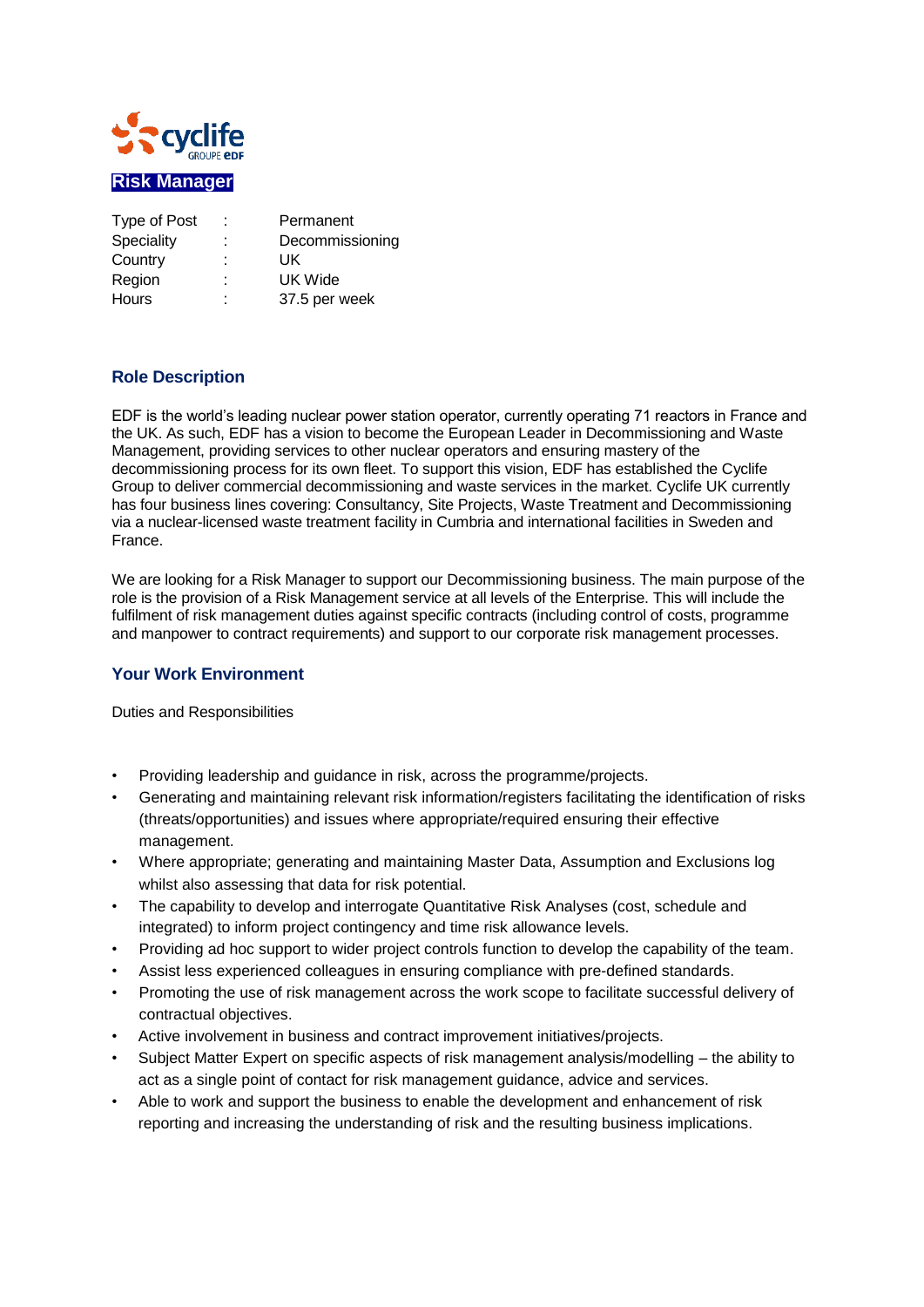# Risk Manager

| Type of Post | : | Permanent |
|---|---|---|
| Speciality | : | Decommissioning |
| Country | : | UK |
| Region | : | UK Wide |
| Hours | : | 37.5 per week |

## Role Description

EDF is the world's leading nuclear power station operator, currently operating 71 reactors in France and the UK. As such, EDF has a vision to become the European Leader in Decommissioning and Waste Management, providing services to other nuclear operators and ensuring mastery of the decommissioning process for its own fleet. To support this vision, EDF has established the Cyclife Group to deliver commercial decommissioning and waste services in the market. Cyclife UK currently has four business lines covering: Consultancy, Site Projects, Waste Treatment and Decommissioning via a nuclear-licensed waste treatment facility in Cumbria and international facilities in Sweden and France.

We are looking for a Risk Manager to support our Decommissioning business. The main purpose of the role is the provision of a Risk Management service at all levels of the Enterprise. This will include the fulfilment of risk management duties against specific contracts (including control of costs, programme and manpower to contract requirements) and support to our corporate risk management processes.

## Your Work Environment

Duties and Responsibilities

- Providing leadership and guidance in risk, across the programme/projects.
- Generating and maintaining relevant risk information/registers facilitating the identification of risks (threats/opportunities) and issues where appropriate/required ensuring their effective management.
- Where appropriate; generating and maintaining Master Data, Assumption and Exclusions log whilst also assessing that data for risk potential.
- The capability to develop and interrogate Quantitative Risk Analyses (cost, schedule and integrated) to inform project contingency and time risk allowance levels.
- Providing ad hoc support to wider project controls function to develop the capability of the team.
- Assist less experienced colleagues in ensuring compliance with pre-defined standards.
- Promoting the use of risk management across the work scope to facilitate successful delivery of contractual objectives.
- Active involvement in business and contract improvement initiatives/projects.
- Subject Matter Expert on specific aspects of risk management analysis/modelling – the ability to act as a single point of contact for risk management guidance, advice and services.
- Able to work and support the business to enable the development and enhancement of risk reporting and increasing the understanding of risk and the resulting business implications.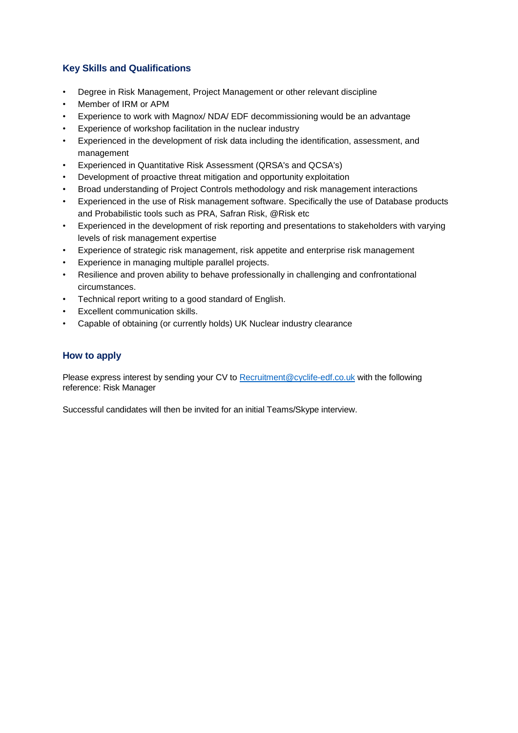## Key Skills and Qualifications

- Degree in Risk Management, Project Management or other relevant discipline
- Member of IRM or APM
- Experience to work with Magnox/ NDA/ EDF decommissioning would be an advantage
- Experience of workshop facilitation in the nuclear industry
- Experienced in the development of risk data including the identification, assessment, and management
- Experienced in Quantitative Risk Assessment (QRSA's and QCSA's)
- Development of proactive threat mitigation and opportunity exploitation
- Broad understanding of Project Controls methodology and risk management interactions
- Experienced in the use of Risk management software. Specifically the use of Database products and Probabilistic tools such as PRA, Safran Risk, @Risk etc
- Experienced in the development of risk reporting and presentations to stakeholders with varying levels of risk management expertise
- Experience of strategic risk management, risk appetite and enterprise risk management
- Experience in managing multiple parallel projects.
- Resilience and proven ability to behave professionally in challenging and confrontational circumstances.
- Technical report writing to a good standard of English.
- Excellent communication skills.
- Capable of obtaining (or currently holds) UK Nuclear industry clearance

## How to apply

Please express interest by sending your CV to [Recruitment@cyclife-edf.co.uk](mailto:Recruitment@cyclife-edf.co.uk) with the following reference: Risk Manager

Successful candidates will then be invited for an initial Teams/Skype interview.